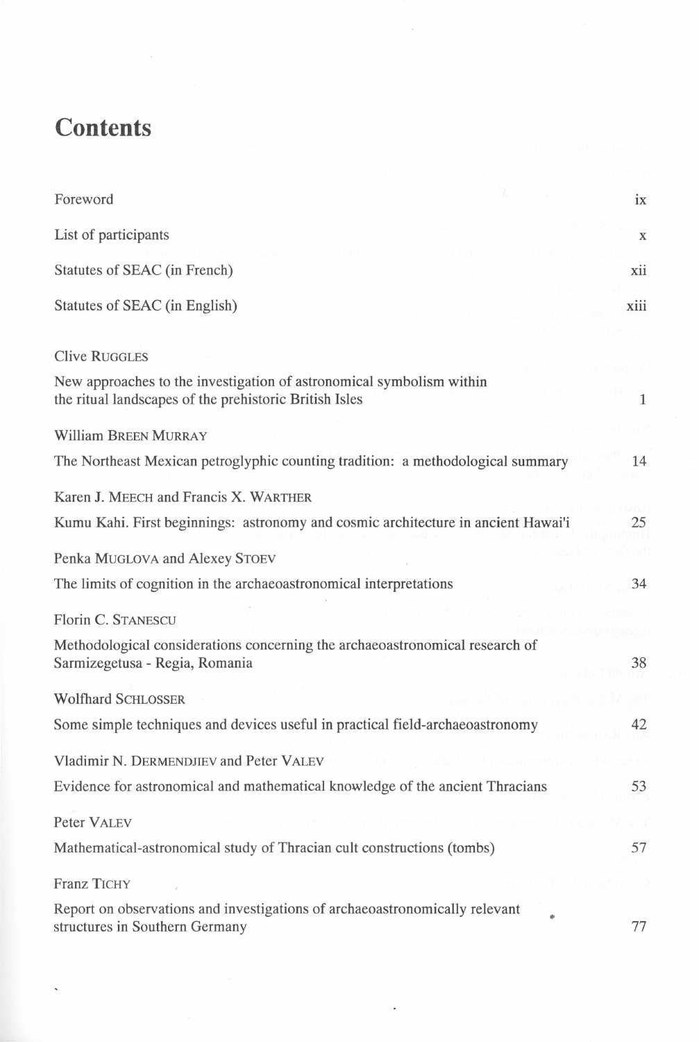# Contents

| | |
|---|---|
| Foreword | ix |
| List of participants | x |
| Statutes of SEAC (in French) | xii |
| Statutes of SEAC (in English) | xiii |

Clive RUGGLES

New approaches to the investigation of astronomical symbolism within the ritual landscapes of the prehistoric British Isles — 1

William BREEN MURRAY

The Northeast Mexican petroglyphic counting tradition: a methodological summary — 14

Karen J. MEECH and Francis X. WARTHER

Kumu Kahi. First beginnings: astronomy and cosmic architecture in ancient Hawai'i — 25

Penka MUGLOVA and Alexey STOEV

The limits of cognition in the archaeoastronomical interpretations — 34

Florin C. STANESCU

Methodological considerations concerning the archaeoastronomical research of Sarmizegetusa - Regia, Romania — 38

Wolfhard SCHLOSSER

Some simple techniques and devices useful in practical field-archaeoastronomy — 42

Vladimir N. DERMENDJIEV and Peter VALEV

Evidence for astronomical and mathematical knowledge of the ancient Thracians — 53

Peter VALEV

Mathematical-astronomical study of Thracian cult constructions (tombs) — 57

Franz TICHY

Report on observations and investigations of archaeoastronomically relevant structures in Southern Germany — 77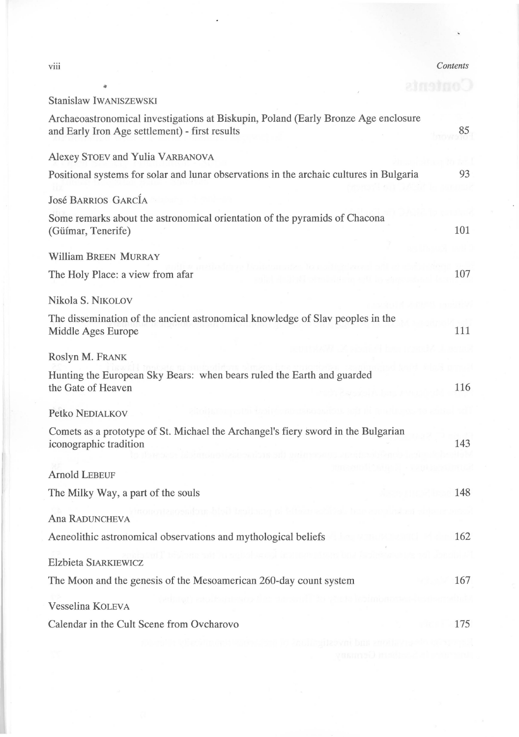Stanislaw IWANISZEWSKI

Archaeoastronomical investigations at Biskupin, Poland (Early Bronze Age enclosure and Early Iron Age settlement) - first results 85

Alexey STOEV and Yulia VARBANOVA

Positional systems for solar and lunar observations in the archaic cultures in Bulgaria 93

José BARRIOS GARCÍA

Some remarks about the astronomical orientation of the pyramids of Chacona (Güímar, Tenerife) 101

William BREEN MURRAY

The Holy Place: a view from afar 107

Nikola S. NIKOLOV

The dissemination of the ancient astronomical knowledge of Slav peoples in the Middle Ages Europe 111

Roslyn M. FRANK

Hunting the European Sky Bears: when bears ruled the Earth and guarded the Gate of Heaven 116

Petko NEDIALKOV

Comets as a prototype of St. Michael the Archangel's fiery sword in the Bulgarian iconographic tradition 143

Arnold LEBEUF

The Milky Way, a part of the souls 148

Ana RADUNCHEVA

Aeneolithic astronomical observations and mythological beliefs 162

Elzbieta SIARKIEWICZ

The Moon and the genesis of the Mesoamerican 260-day count system 167

Vesselina KOLEVA

Calendar in the Cult Scene from Ovcharovo 175